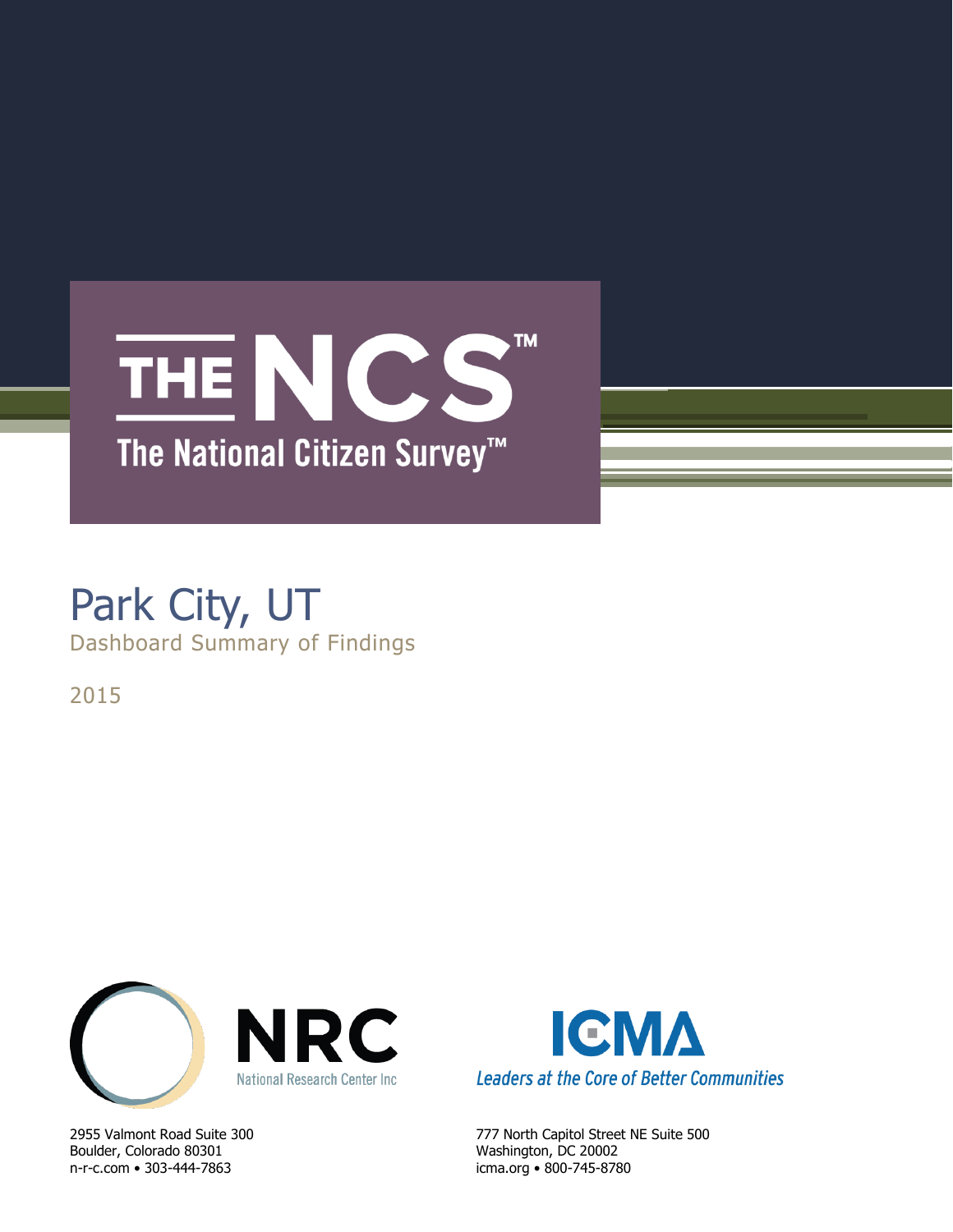# THE NCS™

The National Citizen Survey™

# Park City, UT

Dashboard Summary of Findings

2015

NRC
National Research Center Inc

2955 Valmont Road Suite 300
Boulder, Colorado 80301
n-r-c.com • 303-444-7863

ICMA
*Leaders at the Core of Better Communities*

777 North Capitol Street NE Suite 500
Washington, DC 20002
icma.org • 800-745-8780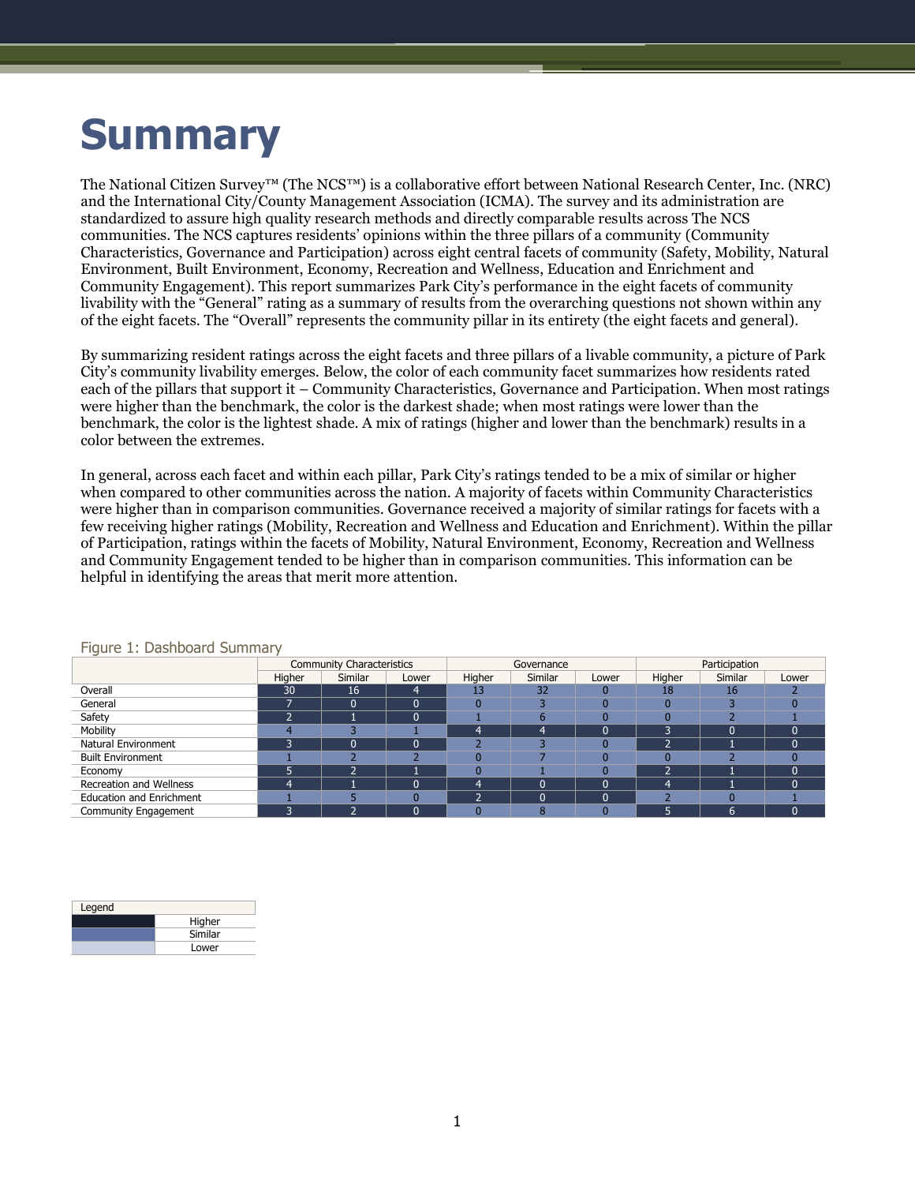# Summary

The National Citizen Survey™ (The NCS™) is a collaborative effort between National Research Center, Inc. (NRC) and the International City/County Management Association (ICMA). The survey and its administration are standardized to assure high quality research methods and directly comparable results across The NCS communities. The NCS captures residents' opinions within the three pillars of a community (Community Characteristics, Governance and Participation) across eight central facets of community (Safety, Mobility, Natural Environment, Built Environment, Economy, Recreation and Wellness, Education and Enrichment and Community Engagement). This report summarizes Park City's performance in the eight facets of community livability with the "General" rating as a summary of results from the overarching questions not shown within any of the eight facets. The "Overall" represents the community pillar in its entirety (the eight facets and general).

By summarizing resident ratings across the eight facets and three pillars of a livable community, a picture of Park City's community livability emerges. Below, the color of each community facet summarizes how residents rated each of the pillars that support it – Community Characteristics, Governance and Participation. When most ratings were higher than the benchmark, the color is the darkest shade; when most ratings were lower than the benchmark, the color is the lightest shade. A mix of ratings (higher and lower than the benchmark) results in a color between the extremes.

In general, across each facet and within each pillar, Park City's ratings tended to be a mix of similar or higher when compared to other communities across the nation. A majority of facets within Community Characteristics were higher than in comparison communities. Governance received a majority of similar ratings for facets with a few receiving higher ratings (Mobility, Recreation and Wellness and Education and Enrichment). Within the pillar of Participation, ratings within the facets of Mobility, Natural Environment, Economy, Recreation and Wellness and Community Engagement tended to be higher than in comparison communities. This information can be helpful in identifying the areas that merit more attention.

Figure 1: Dashboard Summary

| | Community Characteristics | | | Governance | | | Participation | | |
|---|---|---|---|---|---|---|---|---|---|
| | Higher | Similar | Lower | Higher | Similar | Lower | Higher | Similar | Lower |
| Overall | 30 | 16 | 4 | 13 | 32 | 0 | 18 | 16 | 2 |
| General | 7 | 0 | 0 | 0 | 3 | 0 | 0 | 3 | 0 |
| Safety | 2 | 1 | 0 | 1 | 6 | 0 | 0 | 2 | 1 |
| Mobility | 4 | 3 | 1 | 4 | 4 | 0 | 3 | 0 | 0 |
| Natural Environment | 3 | 0 | 0 | 2 | 3 | 0 | 2 | 1 | 0 |
| Built Environment | 1 | 2 | 2 | 0 | 7 | 0 | 0 | 2 | 0 |
| Economy | 5 | 2 | 1 | 0 | 1 | 0 | 2 | 1 | 0 |
| Recreation and Wellness | 4 | 1 | 0 | 4 | 0 | 0 | 4 | 1 | 0 |
| Education and Enrichment | 1 | 5 | 0 | 2 | 0 | 0 | 2 | 0 | 1 |
| Community Engagement | 3 | 2 | 0 | 0 | 8 | 0 | 5 | 6 | 0 |

| Legend | |
|---|---|
| (darkest shade) | Higher |
| (medium shade) | Similar |
| (lightest shade) | Lower |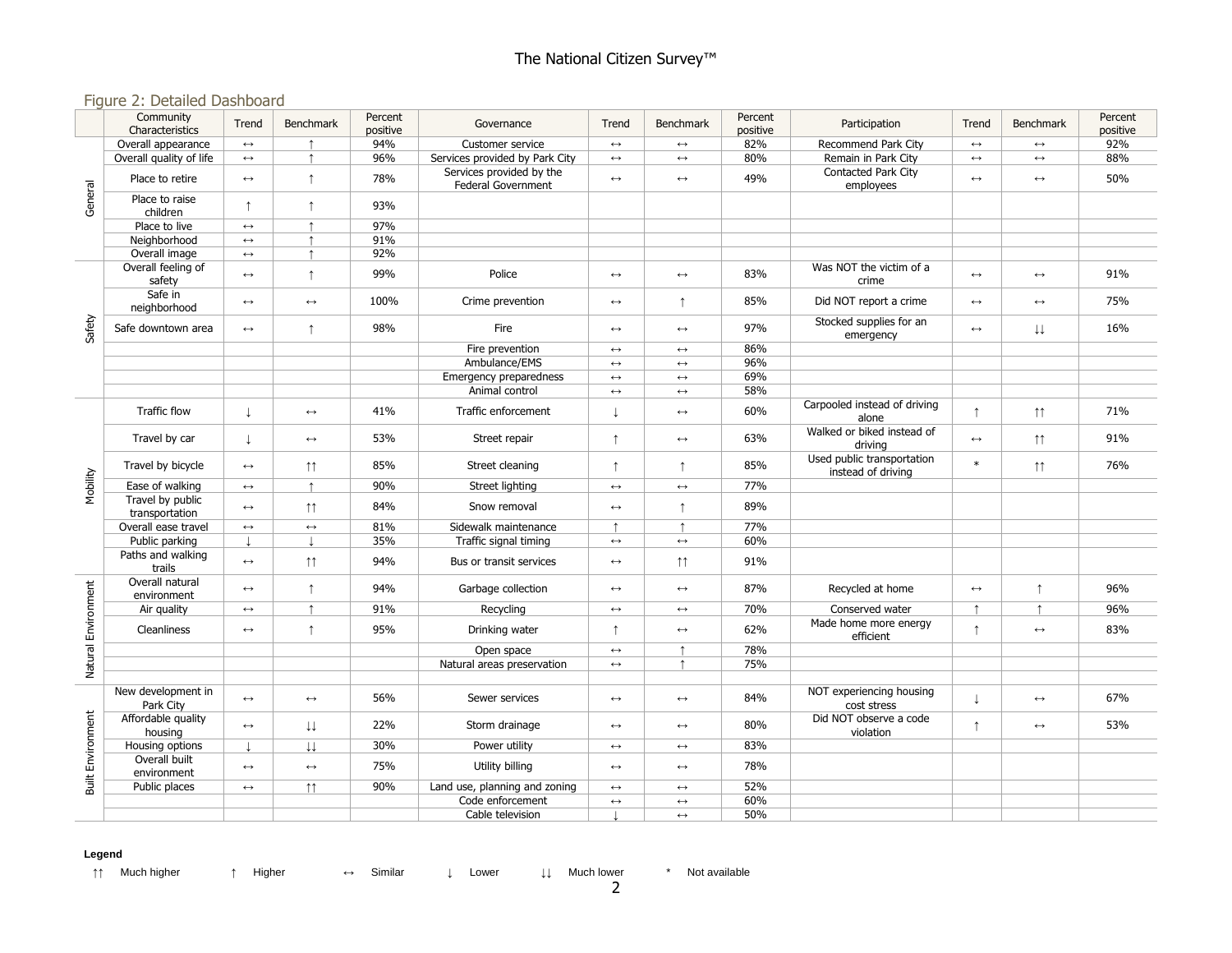## Figure 2: Detailed Dashboard

| | Community Characteristics | Trend | Benchmark | Percent positive | Governance | Trend | Benchmark | Percent positive | Participation | Trend | Benchmark | Percent positive |
|---|---|---|---|---|---|---|---|---|---|---|---|---|
| General | Overall appearance | ↔ | ↑ | 94% | Customer service | ↔ | ↔ | 82% | Recommend Park City | ↔ | ↔ | 92% |
| | Overall quality of life | ↔ | ↑ | 96% | Services provided by Park City | ↔ | ↔ | 80% | Remain in Park City | ↔ | ↔ | 88% |
| | Place to retire | ↔ | ↑ | 78% | Services provided by the Federal Government | ↔ | ↔ | 49% | Contacted Park City employees | ↔ | ↔ | 50% |
| | Place to raise children | ↑ | ↑ | 93% | | | | | | | | |
| | Place to live | ↔ | ↑ | 97% | | | | | | | | |
| | Neighborhood | ↔ | ↑ | 91% | | | | | | | | |
| | Overall image | ↔ | ↑ | 92% | | | | | | | | |
| Safety | Overall feeling of safety | ↔ | ↑ | 99% | Police | ↔ | ↔ | 83% | Was NOT the victim of a crime | ↔ | ↔ | 91% |
| | Safe in neighborhood | ↔ | ↔ | 100% | Crime prevention | ↔ | ↑ | 85% | Did NOT report a crime | ↔ | ↔ | 75% |
| | Safe downtown area | ↔ | ↑ | 98% | Fire | ↔ | ↔ | 97% | Stocked supplies for an emergency | ↔ | ↓↓ | 16% |
| | | | | | Fire prevention | ↔ | ↔ | 86% | | | | |
| | | | | | Ambulance/EMS | ↔ | ↔ | 96% | | | | |
| | | | | | Emergency preparedness | ↔ | ↔ | 69% | | | | |
| | | | | | Animal control | ↔ | ↔ | 58% | | | | |
| Mobility | Traffic flow | ↓ | ↔ | 41% | Traffic enforcement | ↓ | ↔ | 60% | Carpooled instead of driving alone | ↑ | ↑↑ | 71% |
| | Travel by car | ↓ | ↔ | 53% | Street repair | ↑ | ↔ | 63% | Walked or biked instead of driving | ↔ | ↑↑ | 91% |
| | Travel by bicycle | ↔ | ↑↑ | 85% | Street cleaning | ↑ | ↑ | 85% | Used public transportation instead of driving | * | ↑↑ | 76% |
| | Ease of walking | ↔ | ↑ | 90% | Street lighting | ↔ | ↔ | 77% | | | | |
| | Travel by public transportation | ↔ | ↑↑ | 84% | Snow removal | ↔ | ↑ | 89% | | | | |
| | Overall ease travel | ↔ | ↔ | 81% | Sidewalk maintenance | ↑ | ↑ | 77% | | | | |
| | Public parking | ↓ | ↓ | 35% | Traffic signal timing | ↔ | ↔ | 60% | | | | |
| | Paths and walking trails | ↔ | ↑↑ | 94% | Bus or transit services | ↔ | ↑↑ | 91% | | | | |
| Natural Environment | Overall natural environment | ↔ | ↑ | 94% | Garbage collection | ↔ | ↔ | 87% | Recycled at home | ↔ | ↑ | 96% |
| | Air quality | ↔ | ↑ | 91% | Recycling | ↔ | ↔ | 70% | Conserved water | ↑ | ↑ | 96% |
| | Cleanliness | ↔ | ↑ | 95% | Drinking water | ↑ | ↔ | 62% | Made home more energy efficient | ↑ | ↔ | 83% |
| | | | | | Open space | ↔ | ↑ | 78% | | | | |
| | | | | | Natural areas preservation | ↔ | ↑ | 75% | | | | |
| | | | | | | | | | | | | |
| Built Environment | New development in Park City | ↔ | ↔ | 56% | Sewer services | ↔ | ↔ | 84% | NOT experiencing housing cost stress | ↓ | ↔ | 67% |
| | Affordable quality housing | ↔ | ↓↓ | 22% | Storm drainage | ↔ | ↔ | 80% | Did NOT observe a code violation | ↑ | ↔ | 53% |
| | Housing options | ↓ | ↓↓ | 30% | Power utility | ↔ | ↔ | 83% | | | | |
| | Overall built environment | ↔ | ↔ | 75% | Utility billing | ↔ | ↔ | 78% | | | | |
| | Public places | ↔ | ↑↑ | 90% | Land use, planning and zoning | ↔ | ↔ | 52% | | | | |
| | | | | | Code enforcement | ↔ | ↔ | 60% | | | | |
| | | | | | Cable television | ↓ | ↔ | 50% | | | | |

**Legend**

↑↑ Much higher ↑ Higher ↔ Similar ↓ Lower ↓↓ Much lower * Not available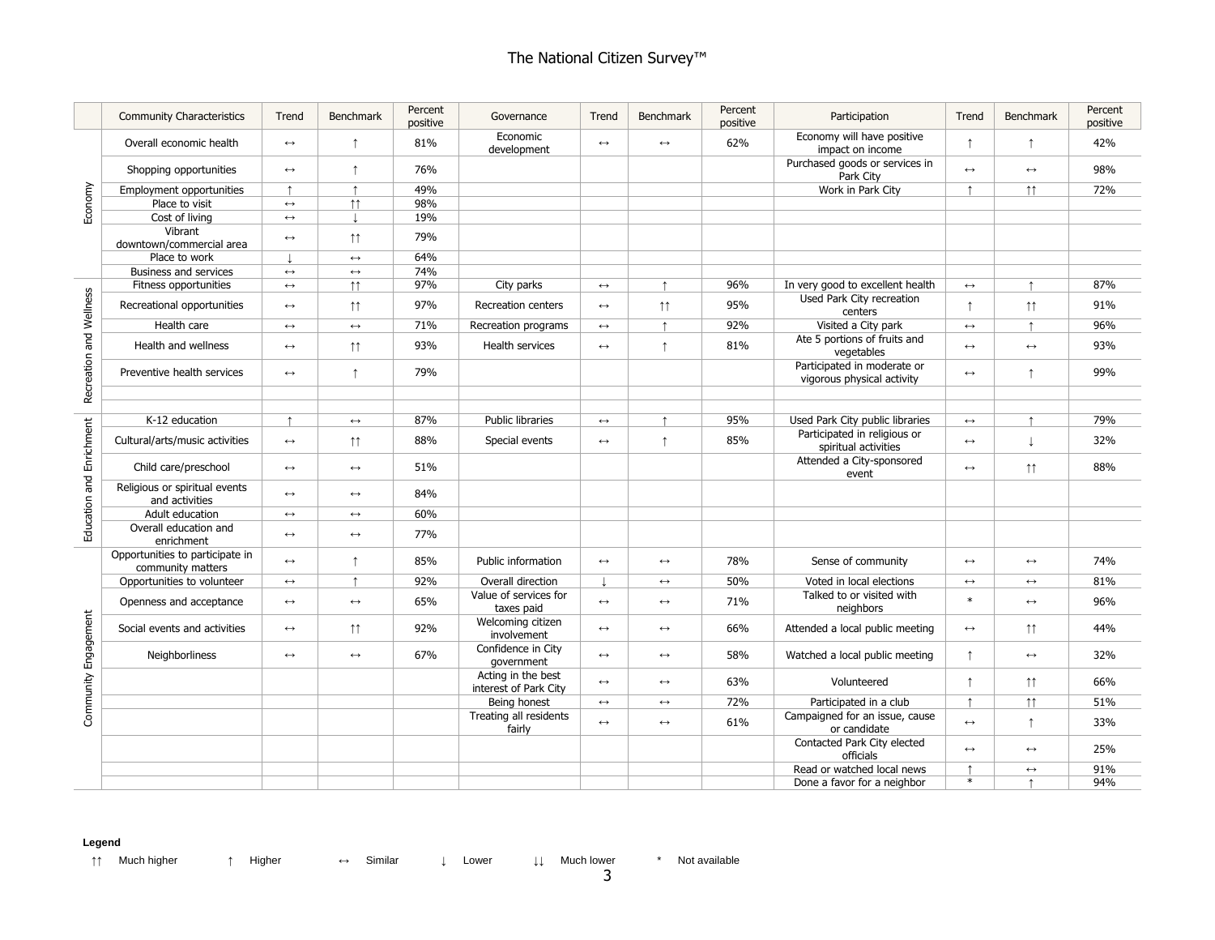# The National Citizen Survey™

| | Community Characteristics | Trend | Benchmark | Percent positive | Governance | Trend | Benchmark | Percent positive | Participation | Trend | Benchmark | Percent positive |
|---|---|---|---|---|---|---|---|---|---|---|---|---|
| Economy | Overall economic health | ↔ | ↑ | 81% | Economic development | ↔ | ↔ | 62% | Economy will have positive impact on income | ↑ | ↑ | 42% |
| | Shopping opportunities | ↔ | ↑ | 76% | | | | | Purchased goods or services in Park City | ↔ | ↔ | 98% |
| | Employment opportunities | ↑ | ↑ | 49% | | | | | Work in Park City | ↑ | ↑↑ | 72% |
| | Place to visit | ↔ | ↑↑ | 98% | | | | | | | | |
| | Cost of living | ↔ | ↓ | 19% | | | | | | | | |
| | Vibrant downtown/commercial area | ↔ | ↑↑ | 79% | | | | | | | | |
| | Place to work | ↓ | ↔ | 64% | | | | | | | | |
| | Business and services | ↔ | ↔ | 74% | | | | | | | | |
| Recreation and Wellness | Fitness opportunities | ↔ | ↑↑ | 97% | City parks | ↔ | ↑ | 96% | In very good to excellent health | ↔ | ↑ | 87% |
| | Recreational opportunities | ↔ | ↑↑ | 97% | Recreation centers | ↔ | ↑↑ | 95% | Used Park City recreation centers | ↑ | ↑↑ | 91% |
| | Health care | ↔ | ↔ | 71% | Recreation programs | ↔ | ↑ | 92% | Visited a City park | ↔ | ↑ | 96% |
| | Health and wellness | ↔ | ↑↑ | 93% | Health services | ↔ | ↑ | 81% | Ate 5 portions of fruits and vegetables | ↔ | ↔ | 93% |
| | Preventive health services | ↔ | ↑ | 79% | | | | | Participated in moderate or vigorous physical activity | ↔ | ↑ | 99% |
| Education and Enrichment | K-12 education | ↑ | ↔ | 87% | Public libraries | ↔ | ↑ | 95% | Used Park City public libraries | ↔ | ↑ | 79% |
| | Cultural/arts/music activities | ↔ | ↑↑ | 88% | Special events | ↔ | ↑ | 85% | Participated in religious or spiritual activities | ↔ | ↓ | 32% |
| | Child care/preschool | ↔ | ↔ | 51% | | | | | Attended a City-sponsored event | ↔ | ↑↑ | 88% |
| | Religious or spiritual events and activities | ↔ | ↔ | 84% | | | | | | | | |
| | Adult education | ↔ | ↔ | 60% | | | | | | | | |
| | Overall education and enrichment | ↔ | ↔ | 77% | | | | | | | | |
| Community Engagement | Opportunities to participate in community matters | ↔ | ↑ | 85% | Public information | ↔ | ↔ | 78% | Sense of community | ↔ | ↔ | 74% |
| | Opportunities to volunteer | ↔ | ↑ | 92% | Overall direction | ↓ | ↔ | 50% | Voted in local elections | ↔ | ↔ | 81% |
| | Openness and acceptance | ↔ | ↔ | 65% | Value of services for taxes paid | ↔ | ↔ | 71% | Talked to or visited with neighbors | * | ↔ | 96% |
| | Social events and activities | ↔ | ↑↑ | 92% | Welcoming citizen involvement | ↔ | ↔ | 66% | Attended a local public meeting | ↔ | ↑↑ | 44% |
| | Neighborliness | ↔ | ↔ | 67% | Confidence in City government | ↔ | ↔ | 58% | Watched a local public meeting | ↑ | ↔ | 32% |
| | | | | | Acting in the best interest of Park City | ↔ | ↔ | 63% | Volunteered | ↑ | ↑↑ | 66% |
| | | | | | Being honest | ↔ | ↔ | 72% | Participated in a club | ↑ | ↑↑ | 51% |
| | | | | | Treating all residents fairly | ↔ | ↔ | 61% | Campaigned for an issue, cause or candidate | ↔ | ↑ | 33% |
| | | | | | | | | | Contacted Park City elected officials | ↔ | ↔ | 25% |
| | | | | | | | | | Read or watched local news | ↑ | ↔ | 91% |
| | | | | | | | | | Done a favor for a neighbor | * | ↑ | 94% |

**Legend**

↑↑ Much higher ↑ Higher ↔ Similar ↓ Lower ↓↓ Much lower * Not available